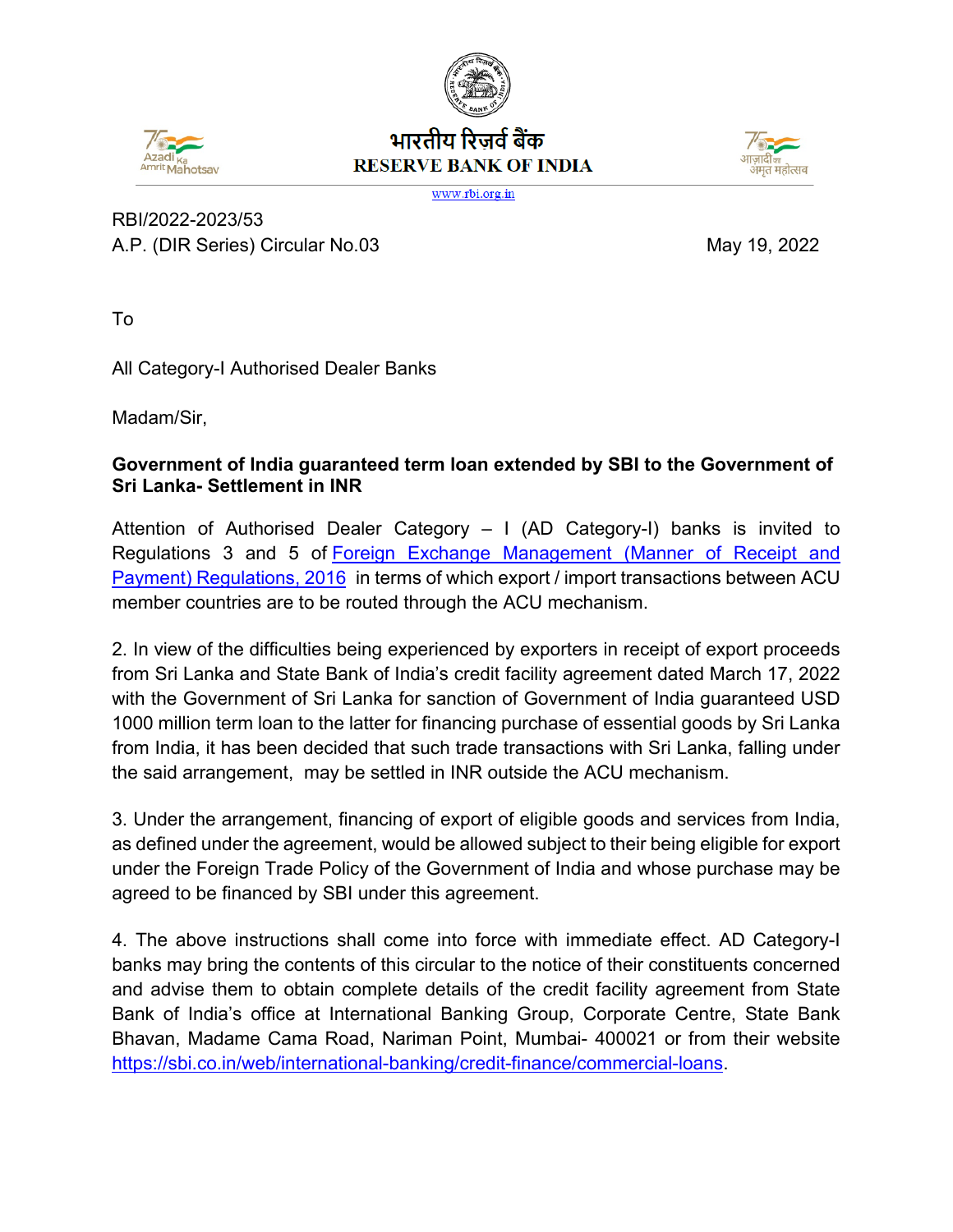भारतीय रिज़र्व बैंक
**RESERVE BANK OF INDIA**
www.rbi.org.in

RBI/2022-2023/53
A.P. (DIR Series) Circular No.03 May 19, 2022

To

All Category-I Authorised Dealer Banks

Madam/Sir,

**Government of India guaranteed term loan extended by SBI to the Government of Sri Lanka- Settlement in INR**

Attention of Authorised Dealer Category – I (AD Category-I) banks is invited to Regulations 3 and 5 of Foreign Exchange Management (Manner of Receipt and Payment) Regulations, 2016 in terms of which export / import transactions between ACU member countries are to be routed through the ACU mechanism.

2. In view of the difficulties being experienced by exporters in receipt of export proceeds from Sri Lanka and State Bank of India's credit facility agreement dated March 17, 2022 with the Government of Sri Lanka for sanction of Government of India guaranteed USD 1000 million term loan to the latter for financing purchase of essential goods by Sri Lanka from India, it has been decided that such trade transactions with Sri Lanka, falling under the said arrangement, may be settled in INR outside the ACU mechanism.

3. Under the arrangement, financing of export of eligible goods and services from India, as defined under the agreement, would be allowed subject to their being eligible for export under the Foreign Trade Policy of the Government of India and whose purchase may be agreed to be financed by SBI under this agreement.

4. The above instructions shall come into force with immediate effect. AD Category-I banks may bring the contents of this circular to the notice of their constituents concerned and advise them to obtain complete details of the credit facility agreement from State Bank of India's office at International Banking Group, Corporate Centre, State Bank Bhavan, Madame Cama Road, Nariman Point, Mumbai- 400021 or from their website https://sbi.co.in/web/international-banking/credit-finance/commercial-loans.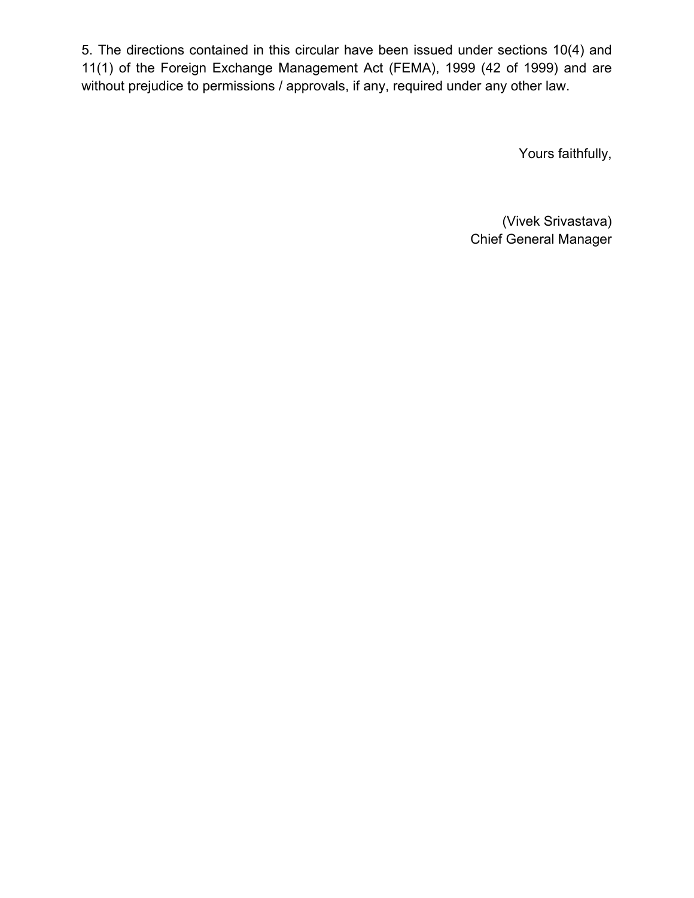5. The directions contained in this circular have been issued under sections 10(4) and 11(1) of the Foreign Exchange Management Act (FEMA), 1999 (42 of 1999) and are without prejudice to permissions / approvals, if any, required under any other law.

Yours faithfully,

(Vivek Srivastava)
Chief General Manager